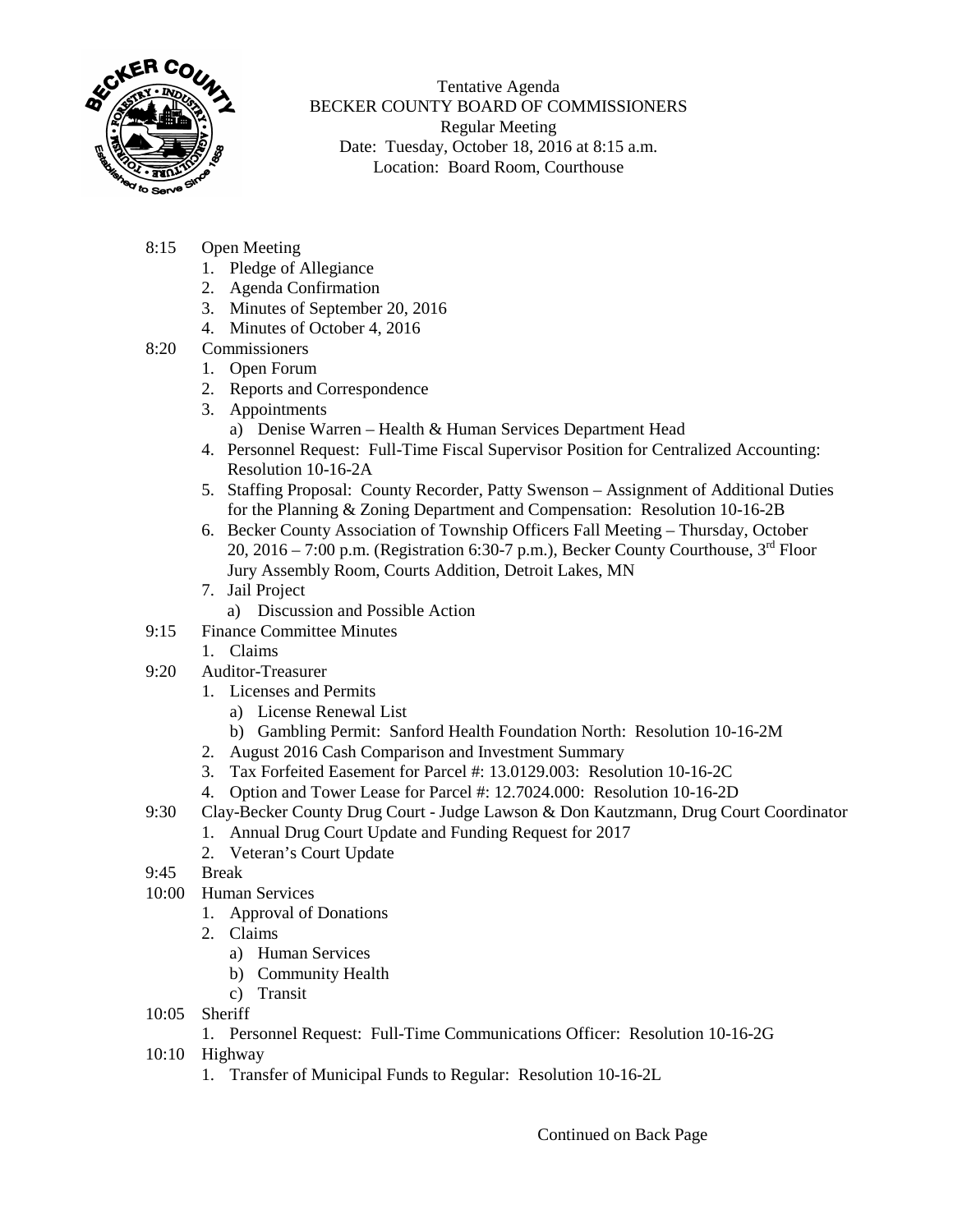Tentative Agenda
BECKER COUNTY BOARD OF COMMISSIONERS
Regular Meeting
Date: Tuesday, October 18, 2016 at 8:15 a.m.
Location: Board Room, Courthouse

8:15 Open Meeting
1. Pledge of Allegiance
2. Agenda Confirmation
3. Minutes of September 20, 2016
4. Minutes of October 4, 2016

8:20 Commissioners
1. Open Forum
2. Reports and Correspondence
3. Appointments
   a) Denise Warren – Health & Human Services Department Head
4. Personnel Request: Full-Time Fiscal Supervisor Position for Centralized Accounting: Resolution 10-16-2A
5. Staffing Proposal: County Recorder, Patty Swenson – Assignment of Additional Duties for the Planning & Zoning Department and Compensation: Resolution 10-16-2B
6. Becker County Association of Township Officers Fall Meeting – Thursday, October 20, 2016 – 7:00 p.m. (Registration 6:30-7 p.m.), Becker County Courthouse, 3rd Floor Jury Assembly Room, Courts Addition, Detroit Lakes, MN
7. Jail Project
   a) Discussion and Possible Action

9:15 Finance Committee Minutes
1. Claims

9:20 Auditor-Treasurer
1. Licenses and Permits
   a) License Renewal List
   b) Gambling Permit: Sanford Health Foundation North: Resolution 10-16-2M
2. August 2016 Cash Comparison and Investment Summary
3. Tax Forfeited Easement for Parcel #: 13.0129.003: Resolution 10-16-2C
4. Option and Tower Lease for Parcel #: 12.7024.000: Resolution 10-16-2D

9:30 Clay-Becker County Drug Court - Judge Lawson & Don Kautzmann, Drug Court Coordinator
1. Annual Drug Court Update and Funding Request for 2017
2. Veteran's Court Update

9:45 Break

10:00 Human Services
1. Approval of Donations
2. Claims
   a) Human Services
   b) Community Health
   c) Transit

10:05 Sheriff
1. Personnel Request: Full-Time Communications Officer: Resolution 10-16-2G

10:10 Highway
1. Transfer of Municipal Funds to Regular: Resolution 10-16-2L

Continued on Back Page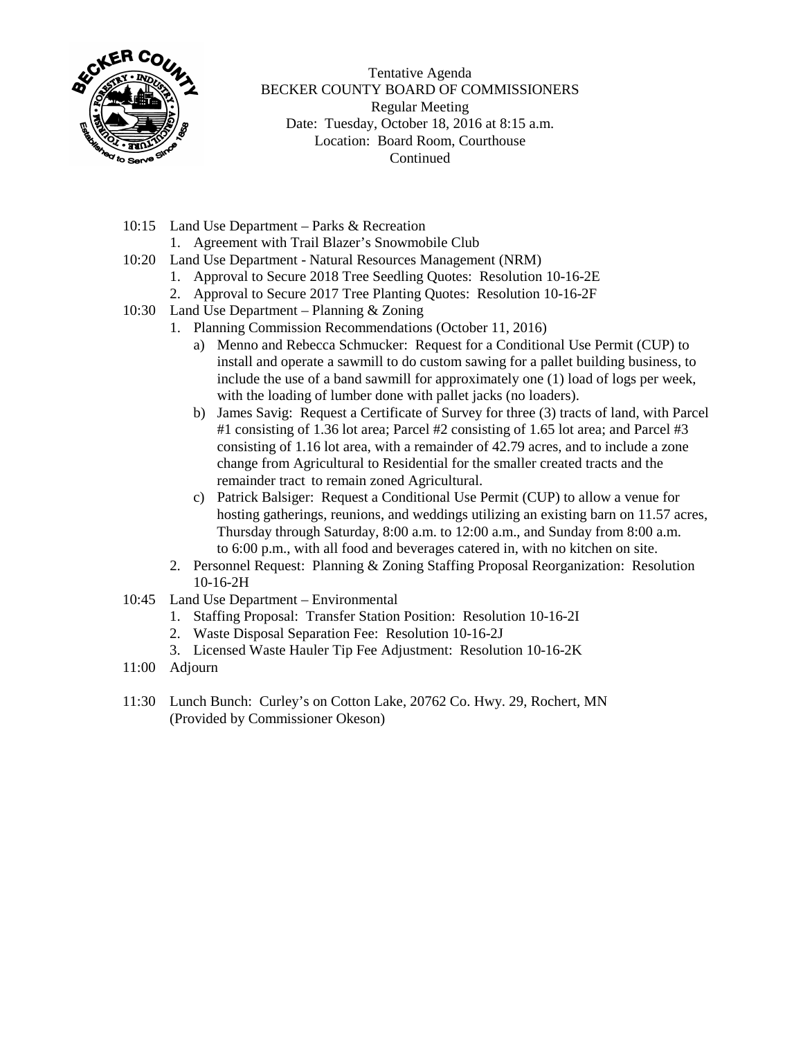Tentative Agenda
BECKER COUNTY BOARD OF COMMISSIONERS
Regular Meeting
Date: Tuesday, October 18, 2016 at 8:15 a.m.
Location: Board Room, Courthouse
Continued

10:15 Land Use Department – Parks & Recreation
1. Agreement with Trail Blazer's Snowmobile Club

10:20 Land Use Department - Natural Resources Management (NRM)
1. Approval to Secure 2018 Tree Seedling Quotes: Resolution 10-16-2E
2. Approval to Secure 2017 Tree Planting Quotes: Resolution 10-16-2F

10:30 Land Use Department – Planning & Zoning
1. Planning Commission Recommendations (October 11, 2016)
   a) Menno and Rebecca Schmucker: Request for a Conditional Use Permit (CUP) to install and operate a sawmill to do custom sawing for a pallet building business, to include the use of a band sawmill for approximately one (1) load of logs per week, with the loading of lumber done with pallet jacks (no loaders).
   b) James Savig: Request a Certificate of Survey for three (3) tracts of land, with Parcel #1 consisting of 1.36 lot area; Parcel #2 consisting of 1.65 lot area; and Parcel #3 consisting of 1.16 lot area, with a remainder of 42.79 acres, and to include a zone change from Agricultural to Residential for the smaller created tracts and the remainder tract to remain zoned Agricultural.
   c) Patrick Balsiger: Request a Conditional Use Permit (CUP) to allow a venue for hosting gatherings, reunions, and weddings utilizing an existing barn on 11.57 acres, Thursday through Saturday, 8:00 a.m. to 12:00 a.m., and Sunday from 8:00 a.m. to 6:00 p.m., with all food and beverages catered in, with no kitchen on site.
2. Personnel Request: Planning & Zoning Staffing Proposal Reorganization: Resolution 10-16-2H

10:45 Land Use Department – Environmental
1. Staffing Proposal: Transfer Station Position: Resolution 10-16-2I
2. Waste Disposal Separation Fee: Resolution 10-16-2J
3. Licensed Waste Hauler Tip Fee Adjustment: Resolution 10-16-2K

11:00 Adjourn

11:30 Lunch Bunch: Curley's on Cotton Lake, 20762 Co. Hwy. 29, Rochert, MN (Provided by Commissioner Okeson)